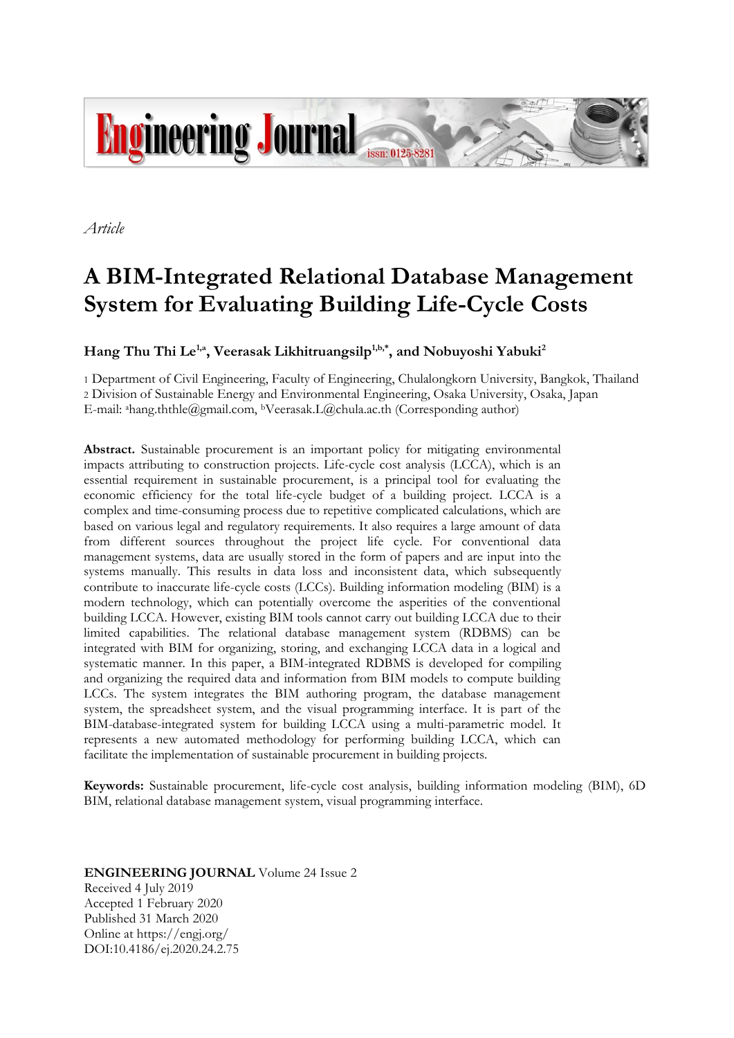*Article*

# A BIM-Integrated Relational Database Management System for Evaluating Building Life-Cycle Costs

**Hang Thu Thi Le[1,a], Veerasak Likhitruangsilp[1,b,*], and Nobuyoshi Yabuki[2]**

1 Department of Civil Engineering, Faculty of Engineering, Chulalongkorn University, Bangkok, Thailand
2 Division of Sustainable Energy and Environmental Engineering, Osaka University, Osaka, Japan
E-mail: [a]hang.ththle@gmail.com, [b]Veerasak.L@chula.ac.th (Corresponding author)

**Abstract.** Sustainable procurement is an important policy for mitigating environmental impacts attributing to construction projects. Life-cycle cost analysis (LCCA), which is an essential requirement in sustainable procurement, is a principal tool for evaluating the economic efficiency for the total life-cycle budget of a building project. LCCA is a complex and time-consuming process due to repetitive complicated calculations, which are based on various legal and regulatory requirements. It also requires a large amount of data from different sources throughout the project life cycle. For conventional data management systems, data are usually stored in the form of papers and are input into the systems manually. This results in data loss and inconsistent data, which subsequently contribute to inaccurate life-cycle costs (LCCs). Building information modeling (BIM) is a modern technology, which can potentially overcome the asperities of the conventional building LCCA. However, existing BIM tools cannot carry out building LCCA due to their limited capabilities. The relational database management system (RDBMS) can be integrated with BIM for organizing, storing, and exchanging LCCA data in a logical and systematic manner. In this paper, a BIM-integrated RDBMS is developed for compiling and organizing the required data and information from BIM models to compute building LCCs. The system integrates the BIM authoring program, the database management system, the spreadsheet system, and the visual programming interface. It is part of the BIM-database-integrated system for building LCCA using a multi-parametric model. It represents a new automated methodology for performing building LCCA, which can facilitate the implementation of sustainable procurement in building projects.

**Keywords:** Sustainable procurement, life-cycle cost analysis, building information modeling (BIM), 6D BIM, relational database management system, visual programming interface.

**ENGINEERING JOURNAL** Volume 24 Issue 2
Received 4 July 2019
Accepted 1 February 2020
Published 31 March 2020
Online at https://engj.org/
DOI:10.4186/ej.2020.24.2.75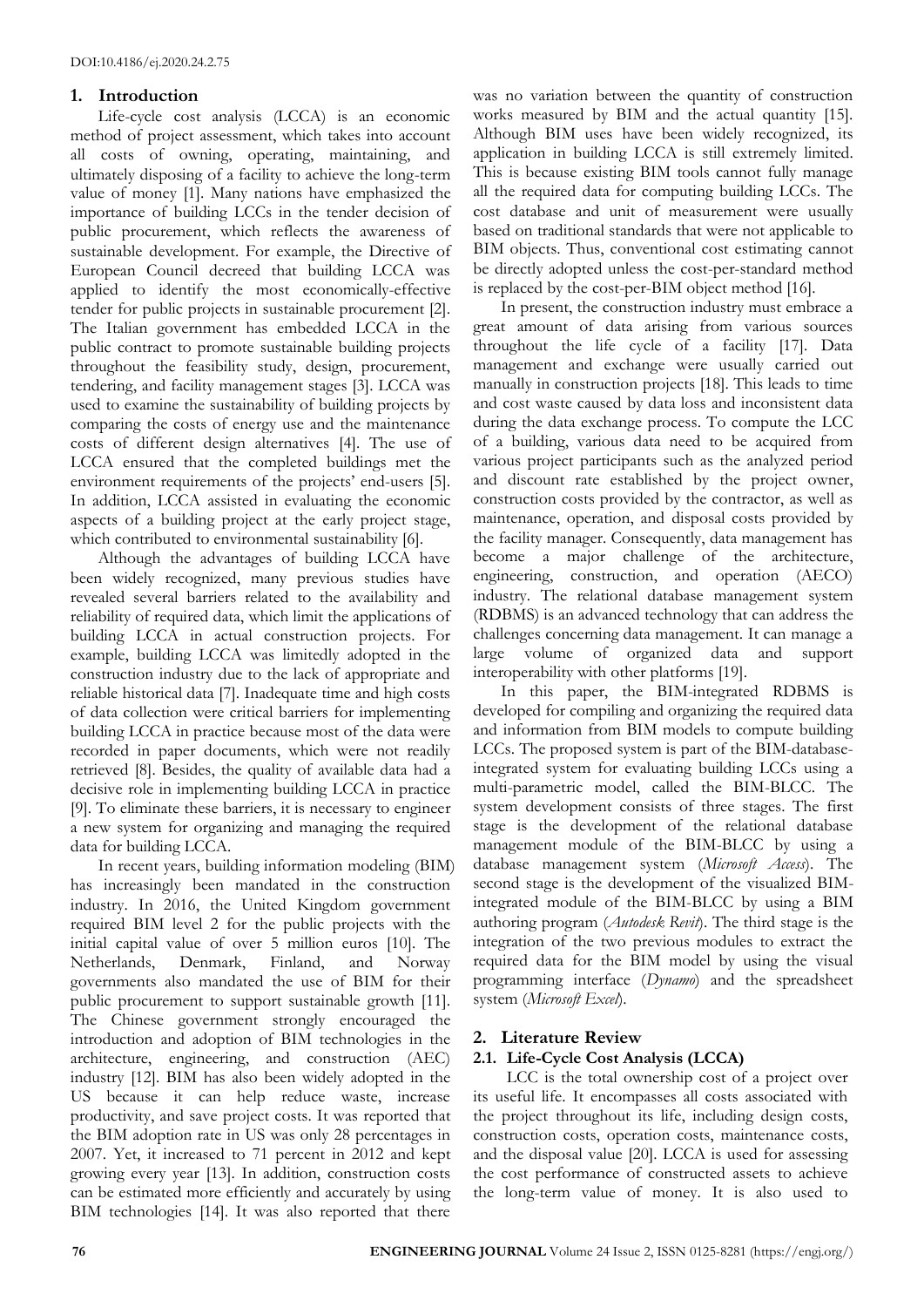## 1. Introduction

Life-cycle cost analysis (LCCA) is an economic method of project assessment, which takes into account all costs of owning, operating, maintaining, and ultimately disposing of a facility to achieve the long-term value of money [1]. Many nations have emphasized the importance of building LCCs in the tender decision of public procurement, which reflects the awareness of sustainable development. For example, the Directive of European Council decreed that building LCCA was applied to identify the most economically-effective tender for public projects in sustainable procurement [2]. The Italian government has embedded LCCA in the public contract to promote sustainable building projects throughout the feasibility study, design, procurement, tendering, and facility management stages [3]. LCCA was used to examine the sustainability of building projects by comparing the costs of energy use and the maintenance costs of different design alternatives [4]. The use of LCCA ensured that the completed buildings met the environment requirements of the projects' end-users [5]. In addition, LCCA assisted in evaluating the economic aspects of a building project at the early project stage, which contributed to environmental sustainability [6].

Although the advantages of building LCCA have been widely recognized, many previous studies have revealed several barriers related to the availability and reliability of required data, which limit the applications of building LCCA in actual construction projects. For example, building LCCA was limitedly adopted in the construction industry due to the lack of appropriate and reliable historical data [7]. Inadequate time and high costs of data collection were critical barriers for implementing building LCCA in practice because most of the data were recorded in paper documents, which were not readily retrieved [8]. Besides, the quality of available data had a decisive role in implementing building LCCA in practice [9]. To eliminate these barriers, it is necessary to engineer a new system for organizing and managing the required data for building LCCA.

In recent years, building information modeling (BIM) has increasingly been mandated in the construction industry. In 2016, the United Kingdom government required BIM level 2 for the public projects with the initial capital value of over 5 million euros [10]. The Netherlands, Denmark, Finland, and Norway governments also mandated the use of BIM for their public procurement to support sustainable growth [11]. The Chinese government strongly encouraged the introduction and adoption of BIM technologies in the architecture, engineering, and construction (AEC) industry [12]. BIM has also been widely adopted in the US because it can help reduce waste, increase productivity, and save project costs. It was reported that the BIM adoption rate in US was only 28 percentages in 2007. Yet, it increased to 71 percent in 2012 and kept growing every year [13]. In addition, construction costs can be estimated more efficiently and accurately by using BIM technologies [14]. It was also reported that there was no variation between the quantity of construction works measured by BIM and the actual quantity [15]. Although BIM uses have been widely recognized, its application in building LCCA is still extremely limited. This is because existing BIM tools cannot fully manage all the required data for computing building LCCs. The cost database and unit of measurement were usually based on traditional standards that were not applicable to BIM objects. Thus, conventional cost estimating cannot be directly adopted unless the cost-per-standard method is replaced by the cost-per-BIM object method [16].

In present, the construction industry must embrace a great amount of data arising from various sources throughout the life cycle of a facility [17]. Data management and exchange were usually carried out manually in construction projects [18]. This leads to time and cost waste caused by data loss and inconsistent data during the data exchange process. To compute the LCC of a building, various data need to be acquired from various project participants such as the analyzed period and discount rate established by the project owner, construction costs provided by the contractor, as well as maintenance, operation, and disposal costs provided by the facility manager. Consequently, data management has become a major challenge of the architecture, engineering, construction, and operation (AECO) industry. The relational database management system (RDBMS) is an advanced technology that can address the challenges concerning data management. It can manage a large volume of organized data and support interoperability with other platforms [19].

In this paper, the BIM-integrated RDBMS is developed for compiling and organizing the required data and information from BIM models to compute building LCCs. The proposed system is part of the BIM-database-integrated system for evaluating building LCCs using a multi-parametric model, called the BIM-BLCC. The system development consists of three stages. The first stage is the development of the relational database management module of the BIM-BLCC by using a database management system (*Microsoft Access*). The second stage is the development of the visualized BIM-integrated module of the BIM-BLCC by using a BIM authoring program (*Autodesk Revit*). The third stage is the integration of the two previous modules to extract the required data for the BIM model by using the visual programming interface (*Dynamo*) and the spreadsheet system (*Microsoft Excel*).

## 2. Literature Review

### 2.1. Life-Cycle Cost Analysis (LCCA)

LCC is the total ownership cost of a project over its useful life. It encompasses all costs associated with the project throughout its life, including design costs, construction costs, operation costs, maintenance costs, and the disposal value [20]. LCCA is used for assessing the cost performance of constructed assets to achieve the long-term value of money. It is also used to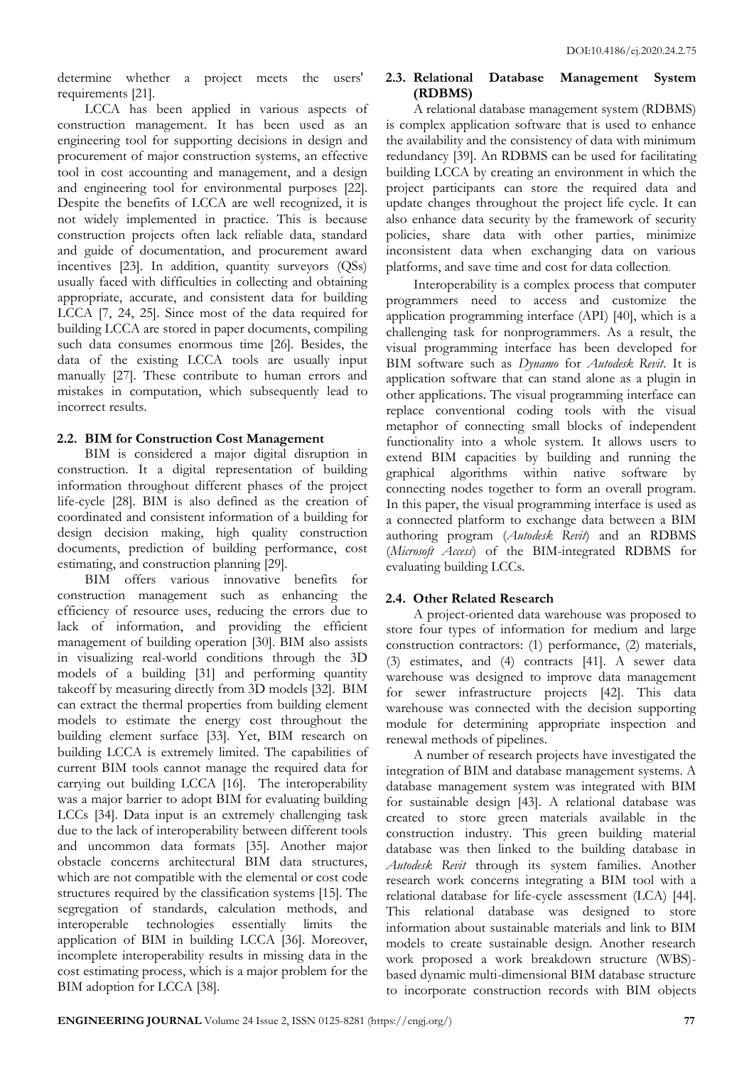determine whether a project meets the users' requirements [21].

LCCA has been applied in various aspects of construction management. It has been used as an engineering tool for supporting decisions in design and procurement of major construction systems, an effective tool in cost accounting and management, and a design and engineering tool for environmental purposes [22]. Despite the benefits of LCCA are well recognized, it is not widely implemented in practice. This is because construction projects often lack reliable data, standard and guide of documentation, and procurement award incentives [23]. In addition, quantity surveyors (QSs) usually faced with difficulties in collecting and obtaining appropriate, accurate, and consistent data for building LCCA [7, 24, 25]. Since most of the data required for building LCCA are stored in paper documents, compiling such data consumes enormous time [26]. Besides, the data of the existing LCCA tools are usually input manually [27]. These contribute to human errors and mistakes in computation, which subsequently lead to incorrect results.

### 2.2. BIM for Construction Cost Management

BIM is considered a major digital disruption in construction. It a digital representation of building information throughout different phases of the project life-cycle [28]. BIM is also defined as the creation of coordinated and consistent information of a building for design decision making, high quality construction documents, prediction of building performance, cost estimating, and construction planning [29].

BIM offers various innovative benefits for construction management such as enhancing the efficiency of resource uses, reducing the errors due to lack of information, and providing the efficient management of building operation [30]. BIM also assists in visualizing real-world conditions through the 3D models of a building [31] and performing quantity takeoff by measuring directly from 3D models [32]. BIM can extract the thermal properties from building element models to estimate the energy cost throughout the building element surface [33]. Yet, BIM research on building LCCA is extremely limited. The capabilities of current BIM tools cannot manage the required data for carrying out building LCCA [16]. The interoperability was a major barrier to adopt BIM for evaluating building LCCs [34]. Data input is an extremely challenging task due to the lack of interoperability between different tools and uncommon data formats [35]. Another major obstacle concerns architectural BIM data structures, which are not compatible with the elemental or cost code structures required by the classification systems [15]. The segregation of standards, calculation methods, and interoperable technologies essentially limits the application of BIM in building LCCA [36]. Moreover, incomplete interoperability results in missing data in the cost estimating process, which is a major problem for the BIM adoption for LCCA [38].

### 2.3. Relational Database Management System (RDBMS)

A relational database management system (RDBMS) is complex application software that is used to enhance the availability and the consistency of data with minimum redundancy [39]. An RDBMS can be used for facilitating building LCCA by creating an environment in which the project participants can store the required data and update changes throughout the project life cycle. It can also enhance data security by the framework of security policies, share data with other parties, minimize inconsistent data when exchanging data on various platforms, and save time and cost for data collection.

Interoperability is a complex process that computer programmers need to access and customize the application programming interface (API) [40], which is a challenging task for nonprogrammers. As a result, the visual programming interface has been developed for BIM software such as *Dynamo* for *Autodesk Revit*. It is application software that can stand alone as a plugin in other applications. The visual programming interface can replace conventional coding tools with the visual metaphor of connecting small blocks of independent functionality into a whole system. It allows users to extend BIM capacities by building and running the graphical algorithms within native software by connecting nodes together to form an overall program. In this paper, the visual programming interface is used as a connected platform to exchange data between a BIM authoring program (*Autodesk Revit*) and an RDBMS (*Microsoft Access*) of the BIM-integrated RDBMS for evaluating building LCCs.

### 2.4. Other Related Research

A project-oriented data warehouse was proposed to store four types of information for medium and large construction contractors: (1) performance, (2) materials, (3) estimates, and (4) contracts [41]. A sewer data warehouse was designed to improve data management for sewer infrastructure projects [42]. This data warehouse was connected with the decision supporting module for determining appropriate inspection and renewal methods of pipelines.

A number of research projects have investigated the integration of BIM and database management systems. A database management system was integrated with BIM for sustainable design [43]. A relational database was created to store green materials available in the construction industry. This green building material database was then linked to the building database in *Autodesk Revit* through its system families. Another research work concerns integrating a BIM tool with a relational database for life-cycle assessment (LCA) [44]. This relational database was designed to store information about sustainable materials and link to BIM models to create sustainable design. Another research work proposed a work breakdown structure (WBS)-based dynamic multi-dimensional BIM database structure to incorporate construction records with BIM objects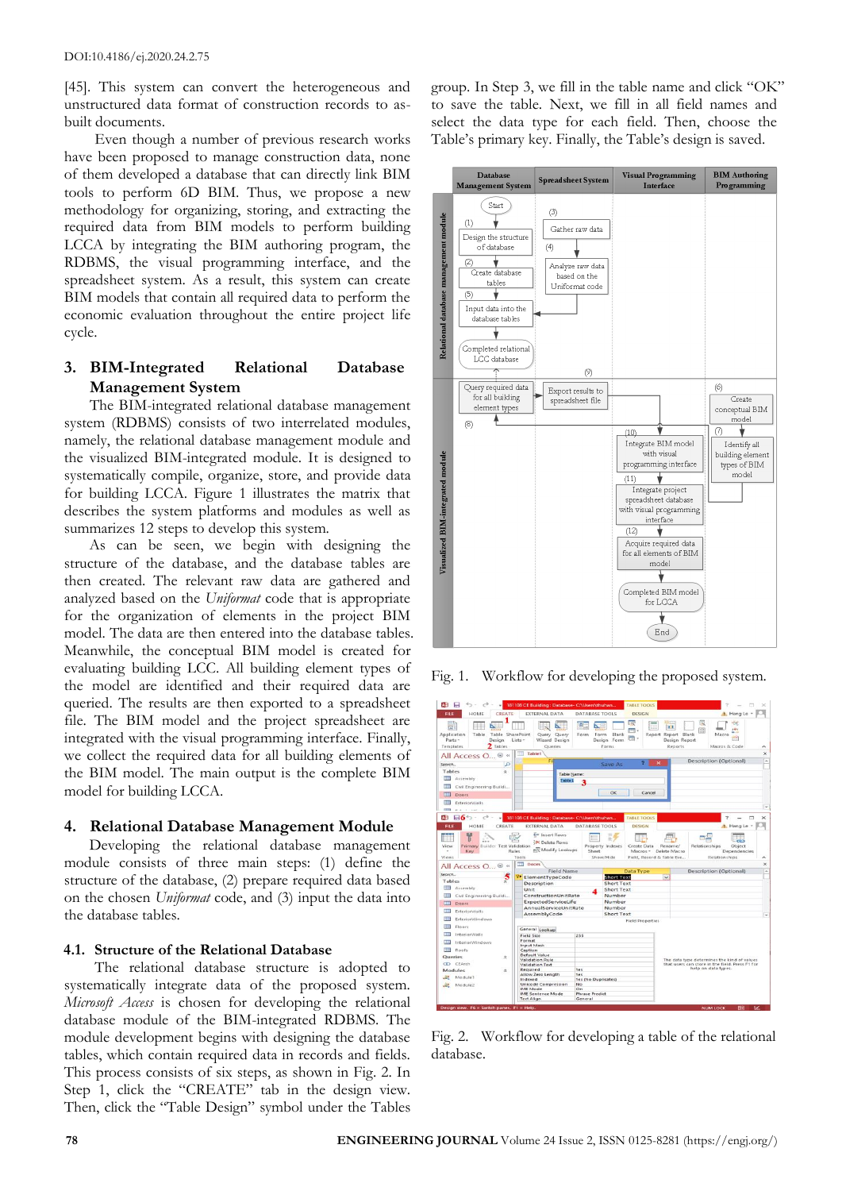[45]. This system can convert the heterogeneous and unstructured data format of construction records to as-built documents.

Even though a number of previous research works have been proposed to manage construction data, none of them developed a database that can directly link BIM tools to perform 6D BIM. Thus, we propose a new methodology for organizing, storing, and extracting the required data from BIM models to perform building LCCA by integrating the BIM authoring program, the RDBMS, the visual programming interface, and the spreadsheet system. As a result, this system can create BIM models that contain all required data to perform the economic evaluation throughout the entire project life cycle.

## 3. BIM-Integrated Relational Database Management System

The BIM-integrated relational database management system (RDBMS) consists of two interrelated modules, namely, the relational database management module and the visualized BIM-integrated module. It is designed to systematically compile, organize, store, and provide data for building LCCA. Figure 1 illustrates the matrix that describes the system platforms and modules as well as summarizes 12 steps to develop this system.

As can be seen, we begin with designing the structure of the database, and the database tables are then created. The relevant raw data are gathered and analyzed based on the *Uniformat* code that is appropriate for the organization of elements in the project BIM model. The data are then entered into the database tables. Meanwhile, the conceptual BIM model is created for evaluating building LCC. All building element types of the model are identified and their required data are queried. The results are then exported to a spreadsheet file. The BIM model and the project spreadsheet are integrated with the visual programming interface. Finally, we collect the required data for all building elements of the BIM model. The main output is the complete BIM model for building LCCA.

## 4. Relational Database Management Module

Developing the relational database management module consists of three main steps: (1) define the structure of the database, (2) prepare required data based on the chosen *Uniformat* code, and (3) input the data into the database tables.

### 4.1. Structure of the Relational Database

The relational database structure is adopted to systematically integrate data of the proposed system. *Microsoft Access* is chosen for developing the relational database module of the BIM-integrated RDBMS. The module development begins with designing the database tables, which contain required data in records and fields. This process consists of six steps, as shown in Fig. 2. In Step 1, click the "CREATE" tab in the design view. Then, click the "Table Design" symbol under the Tables group. In Step 3, we fill in the table name and click "OK" to save the table. Next, we fill in all field names and select the data type for each field. Then, choose the Table's primary key. Finally, the Table's design is saved.

Fig. 1. Workflow for developing the proposed system.

Fig. 2. Workflow for developing a table of the relational database.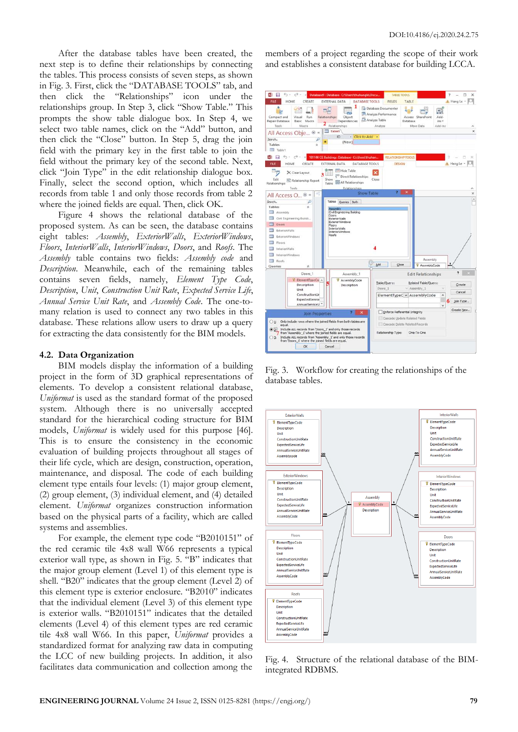After the database tables have been created, the next step is to define their relationships by connecting the tables. This process consists of seven steps, as shown in Fig. 3. First, click the "DATABASE TOOLS" tab, and then click the "Relationships" icon under the relationships group. In Step 3, click "Show Table." This prompts the show table dialogue box. In Step 4, we select two table names, click on the "Add" button, and then click the "Close" button. In Step 5, drag the join field with the primary key in the first table to join the field without the primary key of the second table. Next, click "Join Type" in the edit relationship dialogue box. Finally, select the second option, which includes all records from table 1 and only those records from table 2 where the joined fields are equal. Then, click OK.

Figure 4 shows the relational database of the proposed system. As can be seen, the database contains eight tables: *Assembly*, *ExteriorWalls*, *ExteriorWindows*, *Floors*, *InteriorWalls*, *InteriorWindows*, *Doors*, and *Roofs*. The *Assembly* table contains two fields: *Assembly code* and *Description*. Meanwhile, each of the remaining tables contains seven fields, namely, *Element Type Code*, *Description*, *Unit*, *Construction Unit Rate*, *Expected Service Life*, *Annual Service Unit Rate*, and *Assembly Code*. The one-to-many relation is used to connect any two tables in this database. These relations allow users to draw up a query for extracting the data consistently for the BIM models.

## 4.2. Data Organization

BIM models display the information of a building project in the form of 3D graphical representations of elements. To develop a consistent relational database, *Uniformat* is used as the standard format of the proposed system. Although there is no universally accepted standard for the hierarchical coding structure for BIM models, *Uniformat* is widely used for this purpose [46]. This is to ensure the consistency in the economic evaluation of building projects throughout all stages of their life cycle, which are design, construction, operation, maintenance, and disposal. The code of each building element type entails four levels: (1) major group element, (2) group element, (3) individual element, and (4) detailed element. *Uniformat* organizes construction information based on the physical parts of a facility, which are called systems and assemblies.

For example, the element type code "B2010151" of the red ceramic tile 4x8 wall W66 represents a typical exterior wall type, as shown in Fig. 5. "B" indicates that the major group element (Level 1) of this element type is shell. "B20" indicates that the group element (Level 2) of this element type is exterior enclosure. "B2010" indicates that the individual element (Level 3) of this element type is exterior walls. "B2010151" indicates that the detailed elements (Level 4) of this element types are red ceramic tile 4x8 wall W66. In this paper, *Uniformat* provides a standardized format for analyzing raw data in computing the LCC of new building projects. In addition, it also facilitates data communication and collection among the members of a project regarding the scope of their work and establishes a consistent database for building LCCA.

Fig. 3. Workflow for creating the relationships of the database tables.

Fig. 4. Structure of the relational database of the BIM-integrated RDBMS.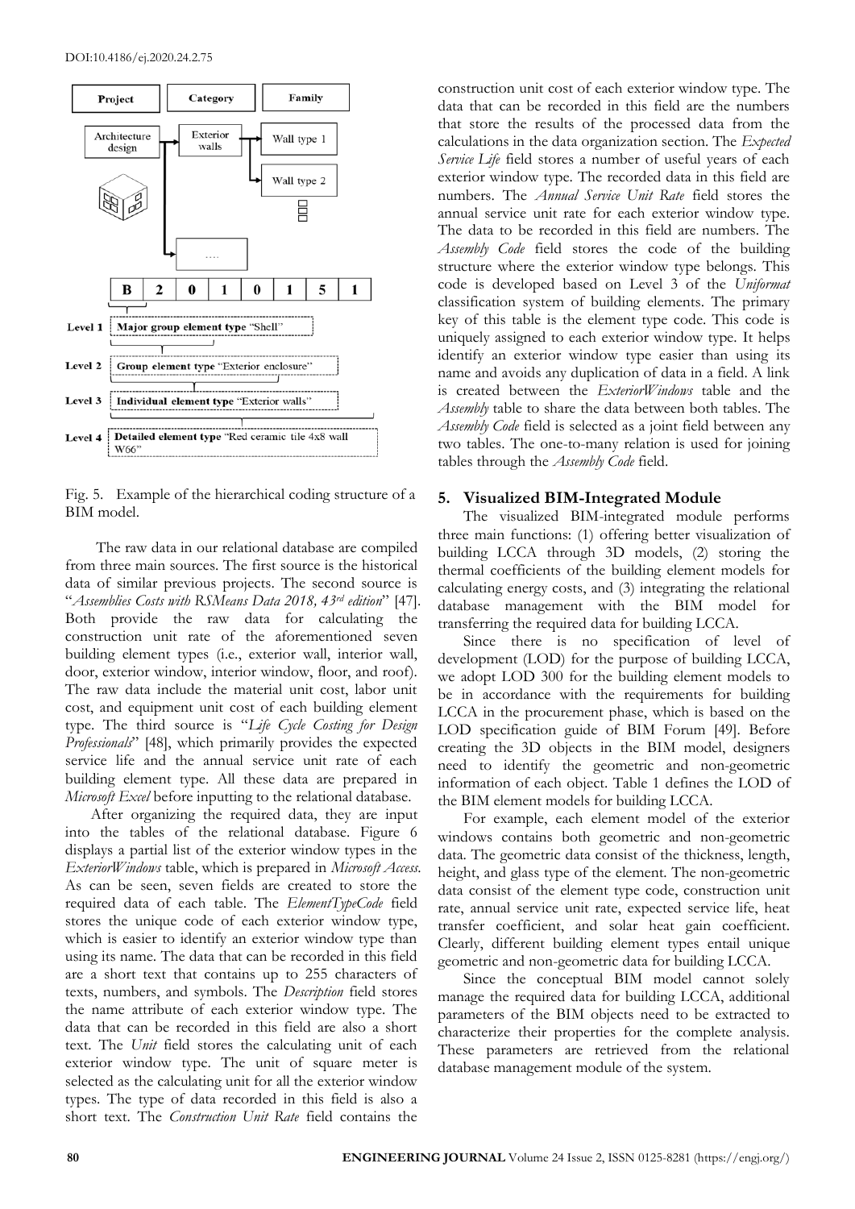Fig. 5. Example of the hierarchical coding structure of a BIM model.

The raw data in our relational database are compiled from three main sources. The first source is the historical data of similar previous projects. The second source is "*Assemblies Costs with RSMeans Data 2018, 43rd edition*" [47]. Both provide the raw data for calculating the construction unit rate of the aforementioned seven building element types (i.e., exterior wall, interior wall, door, exterior window, interior window, floor, and roof). The raw data include the material unit cost, labor unit cost, and equipment unit cost of each building element type. The third source is "*Life Cycle Costing for Design Professionals*" [48], which primarily provides the expected service life and the annual service unit rate of each building element type. All these data are prepared in *Microsoft Excel* before inputting to the relational database.

After organizing the required data, they are input into the tables of the relational database. Figure 6 displays a partial list of the exterior window types in the *ExteriorWindows* table, which is prepared in *Microsoft Access*. As can be seen, seven fields are created to store the required data of each table. The *ElementTypeCode* field stores the unique code of each exterior window type, which is easier to identify an exterior window type than using its name. The data that can be recorded in this field are a short text that contains up to 255 characters of texts, numbers, and symbols. The *Description* field stores the name attribute of each exterior window type. The data that can be recorded in this field are also a short text. The *Unit* field stores the calculating unit of each exterior window type. The unit of square meter is selected as the calculating unit for all the exterior window types. The type of data recorded in this field is also a short text. The *Construction Unit Rate* field contains the construction unit cost of each exterior window type. The data that can be recorded in this field are the numbers that store the results of the processed data from the calculations in the data organization section. The *Expected Service Life* field stores a number of useful years of each exterior window type. The recorded data in this field are numbers. The *Annual Service Unit Rate* field stores the annual service unit rate for each exterior window type. The data to be recorded in this field are numbers. The *Assembly Code* field stores the code of the building structure where the exterior window type belongs. This code is developed based on Level 3 of the *Uniformat* classification system of building elements. The primary key of this table is the element type code. This code is uniquely assigned to each exterior window type. It helps identify an exterior window type easier than using its name and avoids any duplication of data in a field. A link is created between the *ExteriorWindows* table and the *Assembly* table to share the data between both tables. The *Assembly Code* field is selected as a joint field between any two tables. The one-to-many relation is used for joining tables through the *Assembly Code* field.

## 5. Visualized BIM-Integrated Module

The visualized BIM-integrated module performs three main functions: (1) offering better visualization of building LCCA through 3D models, (2) storing the thermal coefficients of the building element models for calculating energy costs, and (3) integrating the relational database management with the BIM model for transferring the required data for building LCCA.

Since there is no specification of level of development (LOD) for the purpose of building LCCA, we adopt LOD 300 for the building element models to be in accordance with the requirements for building LCCA in the procurement phase, which is based on the LOD specification guide of BIM Forum [49]. Before creating the 3D objects in the BIM model, designers need to identify the geometric and non-geometric information of each object. Table 1 defines the LOD of the BIM element models for building LCCA.

For example, each element model of the exterior windows contains both geometric and non-geometric data. The geometric data consist of the thickness, length, height, and glass type of the element. The non-geometric data consist of the element type code, construction unit rate, annual service unit rate, expected service life, heat transfer coefficient, and solar heat gain coefficient. Clearly, different building element types entail unique geometric and non-geometric data for building LCCA.

Since the conceptual BIM model cannot solely manage the required data for building LCCA, additional parameters of the BIM objects need to be extracted to characterize their properties for the complete analysis. These parameters are retrieved from the relational database management module of the system.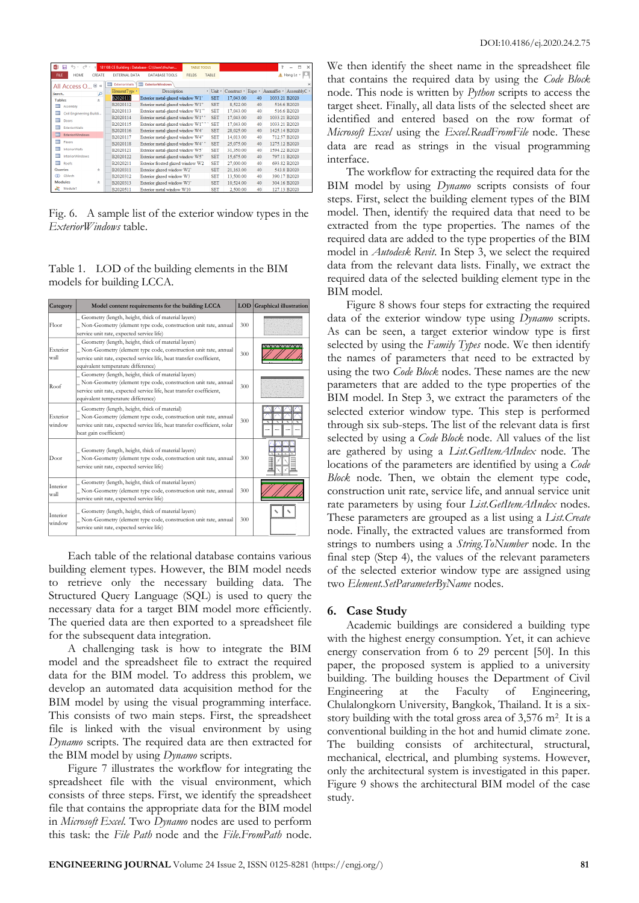Fig. 6. A sample list of the exterior window types in the *ExteriorWindows* table.

Table 1. LOD of the building elements in the BIM models for building LCCA.

| Category | Model content requirements for the building LCCA | LOD | Graphical illustration |
|---|---|---|---|
| Floor | _ Geometry (length, height, thick of material layers) _ Non-Geometry (element type code, construction unit rate, annual service unit rate, expected service life) | 300 | |
| Exterior wall | _ Geometry (length, height, thick of material layers) _ Non-Geometry (element type code, construction unit rate, annual service unit rate, expected service life, heat transfer coefficient, equivalent temperature difference) | 300 | |
| Roof | _ Geometry (length, height, thick of material layers) _ Non-Geometry (element type code, construction unit rate, annual service unit rate, expected service life, heat transfer coefficient, equivalent temperature difference) | 300 | |
| Exterior window | _ Geometry (length, height, thick of material) _ Non-Geometry (element type code, construction unit rate, annual service unit rate, expected service life, heat transfer coefficient, solar heat gain coefficient) | 300 | |
| Door | _ Geometry (length, height, thick of material layers) _ Non-Geometry (element type code, construction unit rate, annual service unit rate, expected service life) | 300 | |
| Interior wall | _ Geometry (length, height, thick of material layers) _ Non-Geometry (element type code, construction unit rate, annual service unit rate, expected service life) | 300 | |
| Interior window | _ Geometry (length, height, thick of material layers) _ Non-Geometry (element type code, construction unit rate, annual service unit rate, expected service life) | 300 | |

Each table of the relational database contains various building element types. However, the BIM model needs to retrieve only the necessary building data. The Structured Query Language (SQL) is used to query the necessary data for a target BIM model more efficiently. The queried data are then exported to a spreadsheet file for the subsequent data integration.

A challenging task is how to integrate the BIM model and the spreadsheet file to extract the required data for the BIM model. To address this problem, we develop an automated data acquisition method for the BIM model by using the visual programming interface. This consists of two main steps. First, the spreadsheet file is linked with the visual environment by using *Dynamo* scripts. The required data are then extracted for the BIM model by using *Dynamo* scripts.

Figure 7 illustrates the workflow for integrating the spreadsheet file with the visual environment, which consists of three steps. First, we identify the spreadsheet file that contains the appropriate data for the BIM model in *Microsoft Excel*. Two *Dynamo* nodes are used to perform this task: the *File Path* node and the *File.FromPath* node. We then identify the sheet name in the spreadsheet file that contains the required data by using the *Code Block* node. This node is written by *Python* scripts to access the target sheet. Finally, all data lists of the selected sheet are identified and entered based on the row format of *Microsoft Excel* using the *Excel.ReadFromFile* node. These data are read as strings in the visual programming interface.

The workflow for extracting the required data for the BIM model by using *Dynamo* scripts consists of four steps. First, select the building element types of the BIM model. Then, identify the required data that need to be extracted from the type properties. The names of the required data are added to the type properties of the BIM model in *Autodesk Revit*. In Step 3, we select the required data from the relevant data lists. Finally, we extract the required data of the selected building element type in the BIM model.

Figure 8 shows four steps for extracting the required data of the exterior window type using *Dynamo* scripts. As can be seen, a target exterior window type is first selected by using the *Family Types* node. We then identify the names of parameters that need to be extracted by using the two *Code Block* nodes. These names are the new parameters that are added to the type properties of the BIM model. In Step 3, we extract the parameters of the selected exterior window type. This step is performed through six sub-steps. The list of the relevant data is first selected by using a *Code Block* node. All values of the list are gathered by using a *List.GetItemAtIndex* node. The locations of the parameters are identified by using a *Code Block* node. Then, we obtain the element type code, construction unit rate, service life, and annual service unit rate parameters by using four *List.GetItemAtIndex* nodes. These parameters are grouped as a list using a *List.Create* node. Finally, the extracted values are transformed from strings to numbers using a *String.ToNumber* node. In the final step (Step 4), the values of the relevant parameters of the selected exterior window type are assigned using two *Element.SetParameterByName* nodes.

## 6. Case Study

Academic buildings are considered a building type with the highest energy consumption. Yet, it can achieve energy conservation from 6 to 29 percent [50]. In this paper, the proposed system is applied to a university building. The building houses the Department of Civil Engineering at the Faculty of Engineering, Chulalongkorn University, Bangkok, Thailand. It is a six-story building with the total gross area of 3,576 m$^2$. It is a conventional building in the hot and humid climate zone. The building consists of architectural, structural, mechanical, electrical, and plumbing systems. However, only the architectural system is investigated in this paper. Figure 9 shows the architectural BIM model of the case study.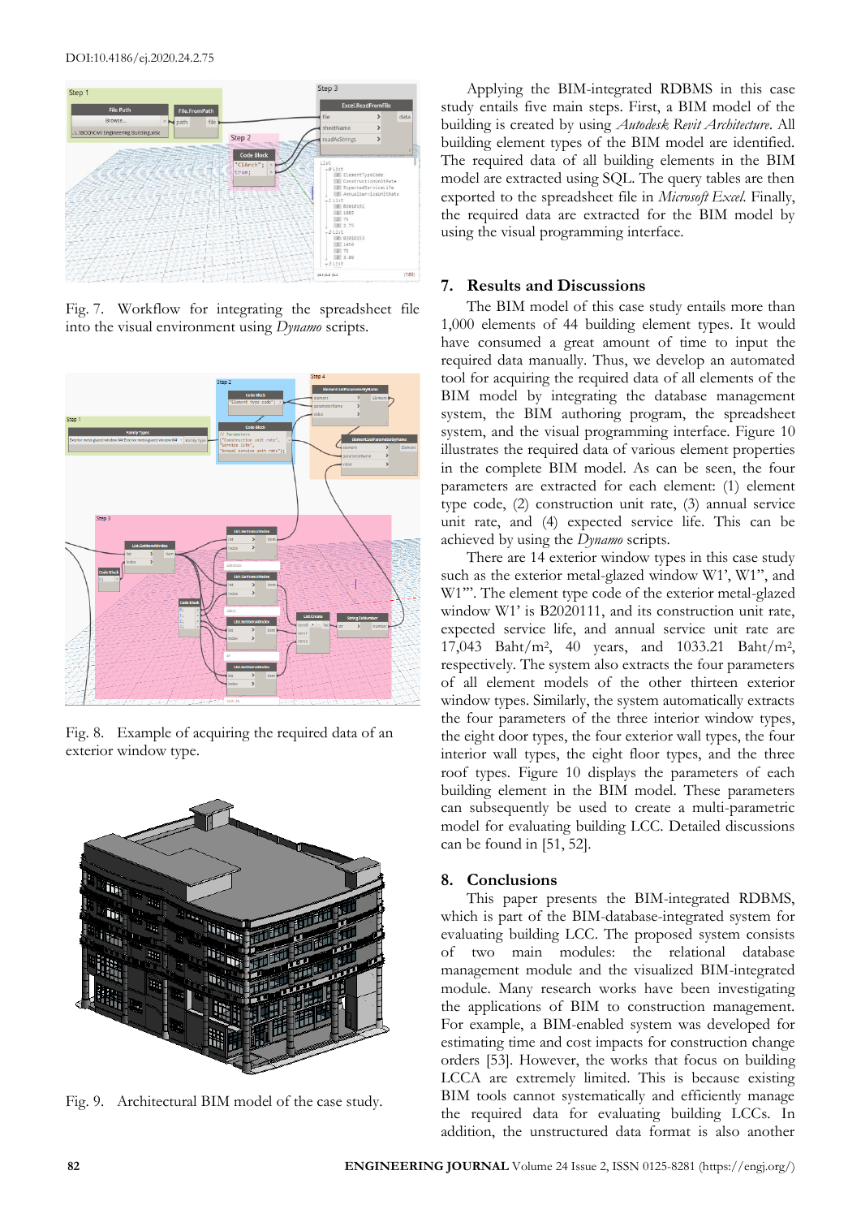Fig. 7. Workflow for integrating the spreadsheet file into the visual environment using *Dynamo* scripts.

Fig. 8. Example of acquiring the required data of an exterior window type.

Fig. 9. Architectural BIM model of the case study.

Applying the BIM-integrated RDBMS in this case study entails five main steps. First, a BIM model of the building is created by using *Autodesk Revit Architecture*. All building element types of the BIM model are identified. The required data of all building elements in the BIM model are extracted using SQL. The query tables are then exported to the spreadsheet file in *Microsoft Excel*. Finally, the required data are extracted for the BIM model by using the visual programming interface.

## 7. Results and Discussions

The BIM model of this case study entails more than 1,000 elements of 44 building element types. It would have consumed a great amount of time to input the required data manually. Thus, we develop an automated tool for acquiring the required data of all elements of the BIM model by integrating the database management system, the BIM authoring program, the spreadsheet system, and the visual programming interface. Figure 10 illustrates the required data of various element properties in the complete BIM model. As can be seen, the four parameters are extracted for each element: (1) element type code, (2) construction unit rate, (3) annual service unit rate, and (4) expected service life. This can be achieved by using the *Dynamo* scripts.

There are 14 exterior window types in this case study such as the exterior metal-glazed window W1', W1'', and W1'''. The element type code of the exterior metal-glazed window W1' is B2020111, and its construction unit rate, expected service life, and annual service unit rate are 17,043 Baht/m$^2$, 40 years, and 1033.21 Baht/m$^2$, respectively. The system also extracts the four parameters of all element models of the other thirteen exterior window types. Similarly, the system automatically extracts the four parameters of the three interior window types, the eight door types, the four exterior wall types, the four interior wall types, the eight floor types, and the three roof types. Figure 10 displays the parameters of each building element in the BIM model. These parameters can subsequently be used to create a multi-parametric model for evaluating building LCC. Detailed discussions can be found in [51, 52].

## 8. Conclusions

This paper presents the BIM-integrated RDBMS, which is part of the BIM-database-integrated system for evaluating building LCC. The proposed system consists of two main modules: the relational database management module and the visualized BIM-integrated module. Many research works have been investigating the applications of BIM to construction management. For example, a BIM-enabled system was developed for estimating time and cost impacts for construction change orders [53]. However, the works that focus on building LCCA are extremely limited. This is because existing BIM tools cannot systematically and efficiently manage the required data for evaluating building LCCs. In addition, the unstructured data format is also another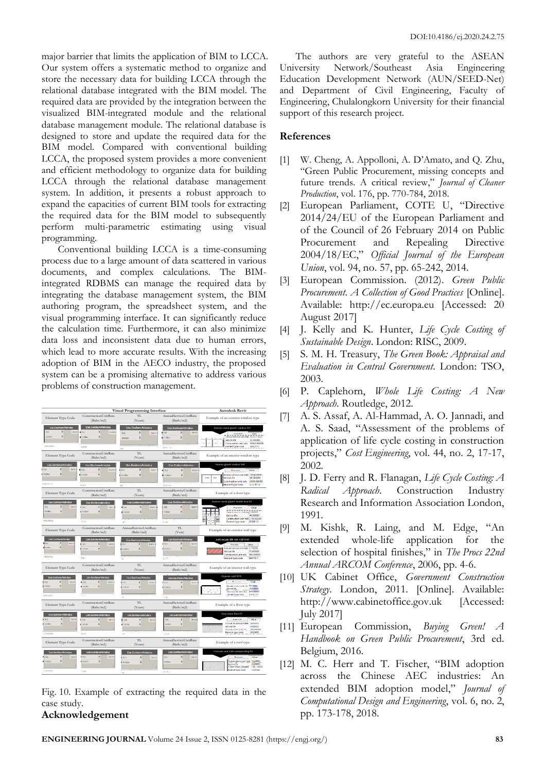major barrier that limits the application of BIM to LCCA. Our system offers a systematic method to organize and store the necessary data for building LCCA through the relational database integrated with the BIM model. The required data are provided by the integration between the visualized BIM-integrated module and the relational database management module. The relational database is designed to store and update the required data for the BIM model. Compared with conventional building LCCA, the proposed system provides a more convenient and efficient methodology to organize data for building LCCA through the relational database management system. In addition, it presents a robust approach to expand the capacities of current BIM tools for extracting the required data for the BIM model to subsequently perform multi-parametric estimating using visual programming.

Conventional building LCCA is a time-consuming process due to a large amount of data scattered in various documents, and complex calculations. The BIM-integrated RDBMS can manage the required data by integrating the database management system, the BIM authoring program, the spreadsheet system, and the visual programming interface. It can significantly reduce the calculation time. Furthermore, it can also minimize data loss and inconsistent data due to human errors, which lead to more accurate results. With the increasing adoption of BIM in the AECO industry, the proposed system can be a promising alternative to address various problems of construction management.

Fig. 10. Example of extracting the required data in the case study.

## Acknowledgement

The authors are very grateful to the ASEAN University Network/Southeast Asia Engineering Education Development Network (AUN/SEED-Net) and Department of Civil Engineering, Faculty of Engineering, Chulalongkorn University for their financial support of this research project.

## References

[1] W. Cheng, A. Appolloni, A. D'Amato, and Q. Zhu, "Green Public Procurement, missing concepts and future trends. A critical review," *Journal of Cleaner Production*, vol. 176, pp. 770-784, 2018.

[2] European Parliament, COTE U, "Directive 2014/24/EU of the European Parliament and of the Council of 26 February 2014 on Public Procurement and Repealing Directive 2004/18/EC," *Official Journal of the European Union*, vol. 94, no. 57, pp. 65-242, 2014.

[3] European Commission. (2012). *Green Public Procurement. A Collection of Good Practices* [Online]. Available: http://ec.europa.eu [Accessed: 20 August 2017]

[4] J. Kelly and K. Hunter, *Life Cycle Costing of Sustainable Design*. London: RISC, 2009.

[5] S. M. H. Treasury, *The Green Book: Appraisal and Evaluation in Central Government*. London: TSO, 2003.

[6] P. Caplehorn, *Whole Life Costing: A New Approach*. Routledge, 2012.

[7] A. S. Assaf, A. Al-Hammad, A. O. Jannadi, and A. S. Saad, "Assessment of the problems of application of life cycle costing in construction projects," *Cost Engineering*, vol. 44, no. 2, 17-17, 2002.

[8] J. D. Ferry and R. Flanagan, *Life Cycle Costing: A Radical Approach*. Construction Industry Research and Information Association London, 1991.

[9] M. Kishk, R. Laing, and M. Edge, "An extended whole-life application for the selection of hospital finishes," in *The Procs 22nd Annual ARCOM Conference*, 2006, pp. 4-6.

[10] UK Cabinet Office, *Government Construction Strategy*. London, 2011. [Online]. Available: http://www.cabinetoffice.gov.uk [Accessed: July 2017]

[11] European Commission, *Buying Green! A Handbook on Green Public Procurement*, 3rd ed. Belgium, 2016.

[12] M. C. Herr and T. Fischer, "BIM adoption across the Chinese AEC industries: An extended BIM adoption model," *Journal of Computational Design and Engineering*, vol. 6, no. 2, pp. 173-178, 2018.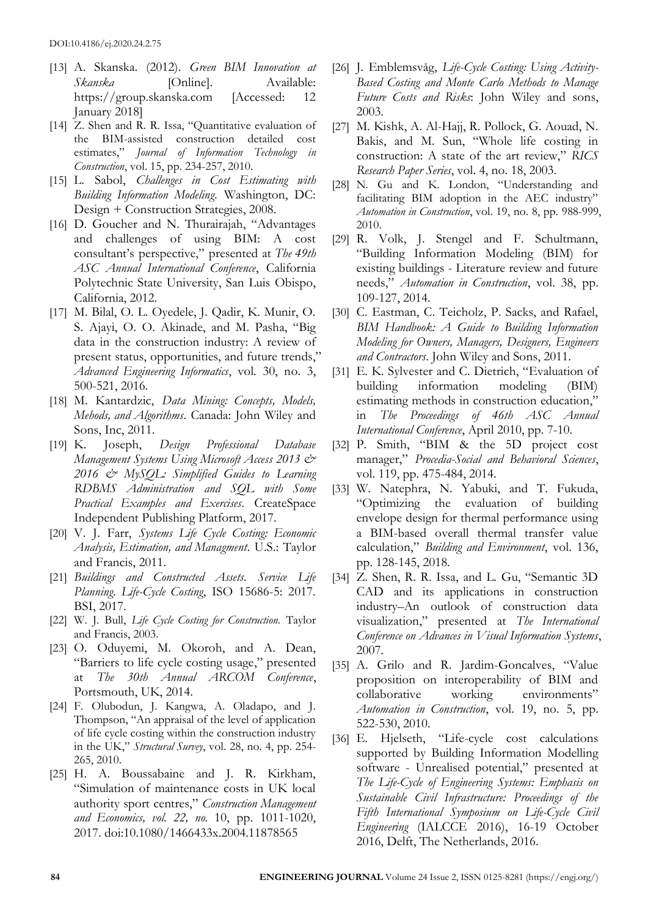[13] A. Skanska. (2012). *Green BIM Innovation at Skanska* [Online]. Available: https://group.skanska.com [Accessed: 12 January 2018]

[14] Z. Shen and R. R. Issa, "Quantitative evaluation of the BIM-assisted construction detailed cost estimates," *Journal of Information Technology in Construction*, vol. 15, pp. 234-257, 2010.

[15] L. Sabol, *Challenges in Cost Estimating with Building Information Modeling*. Washington, DC: Design + Construction Strategies, 2008.

[16] D. Goucher and N. Thurairajah, "Advantages and challenges of using BIM: A cost consultant's perspective," presented at *The 49th ASC Annual International Conference*, California Polytechnic State University, San Luis Obispo, California, 2012.

[17] M. Bilal, O. L. Oyedele, J. Qadir, K. Munir, O. S. Ajayi, O. O. Akinade, and M. Pasha, "Big data in the construction industry: A review of present status, opportunities, and future trends," *Advanced Engineering Informatics*, vol. 30, no. 3, 500-521, 2016.

[18] M. Kantardzic, *Data Mining: Concepts, Models, Mehods, and Algorithms*. Canada: John Wiley and Sons, Inc, 2011.

[19] K. Joseph, *Design Professional Database Management Systems Using Microsoft Access 2013 & 2016 & MySQL: Simplified Guides to Learning RDBMS Administration and SQL with Some Practical Examples and Exercises*. CreateSpace Independent Publishing Platform, 2017.

[20] V. J. Farr, *Systems Life Cycle Costing: Economic Analysis, Estimation, and Managment*. U.S.: Taylor and Francis, 2011.

[21] *Buildings and Constructed Assets. Service Life Planning. Life-Cycle Costing*, ISO 15686-5: 2017. BSI, 2017.

[22] W. J. Bull, *Life Cycle Costing for Construction*. Taylor and Francis, 2003.

[23] O. Oduyemi, M. Okoroh, and A. Dean, "Barriers to life cycle costing usage," presented at *The 30th Annual ARCOM Conference*, Portsmouth, UK, 2014.

[24] F. Olubodun, J. Kangwa, A. Oladapo, and J. Thompson, "An appraisal of the level of application of life cycle costing within the construction industry in the UK," *Structural Survey*, vol. 28, no. 4, pp. 254-265, 2010.

[25] H. A. Boussabaine and J. R. Kirkham, "Simulation of maintenance costs in UK local authority sport centres," *Construction Management and Economics, vol. 22, no.* 10, pp. 1011-1020, 2017. doi:10.1080/1466433x.2004.11878565

[26] J. Emblemsvåg, *Life-Cycle Costing: Using Activity-Based Costing and Monte Carlo Methods to Manage Future Costs and Risks*: John Wiley and sons, 2003.

[27] M. Kishk, A. Al-Hajj, R. Pollock, G. Aouad, N. Bakis, and M. Sun, "Whole life costing in construction: A state of the art review," *RICS Research Paper Series*, vol. 4, no. 18, 2003.

[28] N. Gu and K. London, "Understanding and facilitating BIM adoption in the AEC industry" *Automation in Construction*, vol. 19, no. 8, pp. 988-999, 2010.

[29] R. Volk, J. Stengel and F. Schultmann, "Building Information Modeling (BIM) for existing buildings - Literature review and future needs," *Automation in Construction*, vol. 38, pp. 109-127, 2014.

[30] C. Eastman, C. Teicholz, P. Sacks, and Rafael, *BIM Handbook: A Guide to Building Information Modeling for Owners, Managers, Designers, Engineers and Contractors*. John Wiley and Sons, 2011.

[31] E. K. Sylvester and C. Dietrich, "Evaluation of building information modeling (BIM) estimating methods in construction education," in *The Proceedings of 46th ASC Annual International Conference*, April 2010, pp. 7-10.

[32] P. Smith, "BIM & the 5D project cost manager," *Procedia-Social and Behavioral Sciences*, vol. 119, pp. 475-484, 2014.

[33] W. Natephra, N. Yabuki, and T. Fukuda, "Optimizing the evaluation of building envelope design for thermal performance using a BIM-based overall thermal transfer value calculation," *Building and Environment*, vol. 136, pp. 128-145, 2018.

[34] Z. Shen, R. R. Issa, and L. Gu, "Semantic 3D CAD and its applications in construction industry–An outlook of construction data visualization," presented at *The International Conference on Advances in Visual Information Systems*, 2007.

[35] A. Grilo and R. Jardim-Goncalves, "Value proposition on interoperability of BIM and collaborative working environments" *Automation in Construction*, vol. 19, no. 5, pp. 522-530, 2010.

[36] E. Hjelseth, "Life-cycle cost calculations supported by Building Information Modelling software - Unrealised potential," presented at *The Life-Cycle of Engineering Systems: Emphasis on Sustainable Civil Infrastructure: Proceedings of the Fifth International Symposium on Life-Cycle Civil Engineering* (IALCCE 2016), 16-19 October 2016, Delft, The Netherlands, 2016.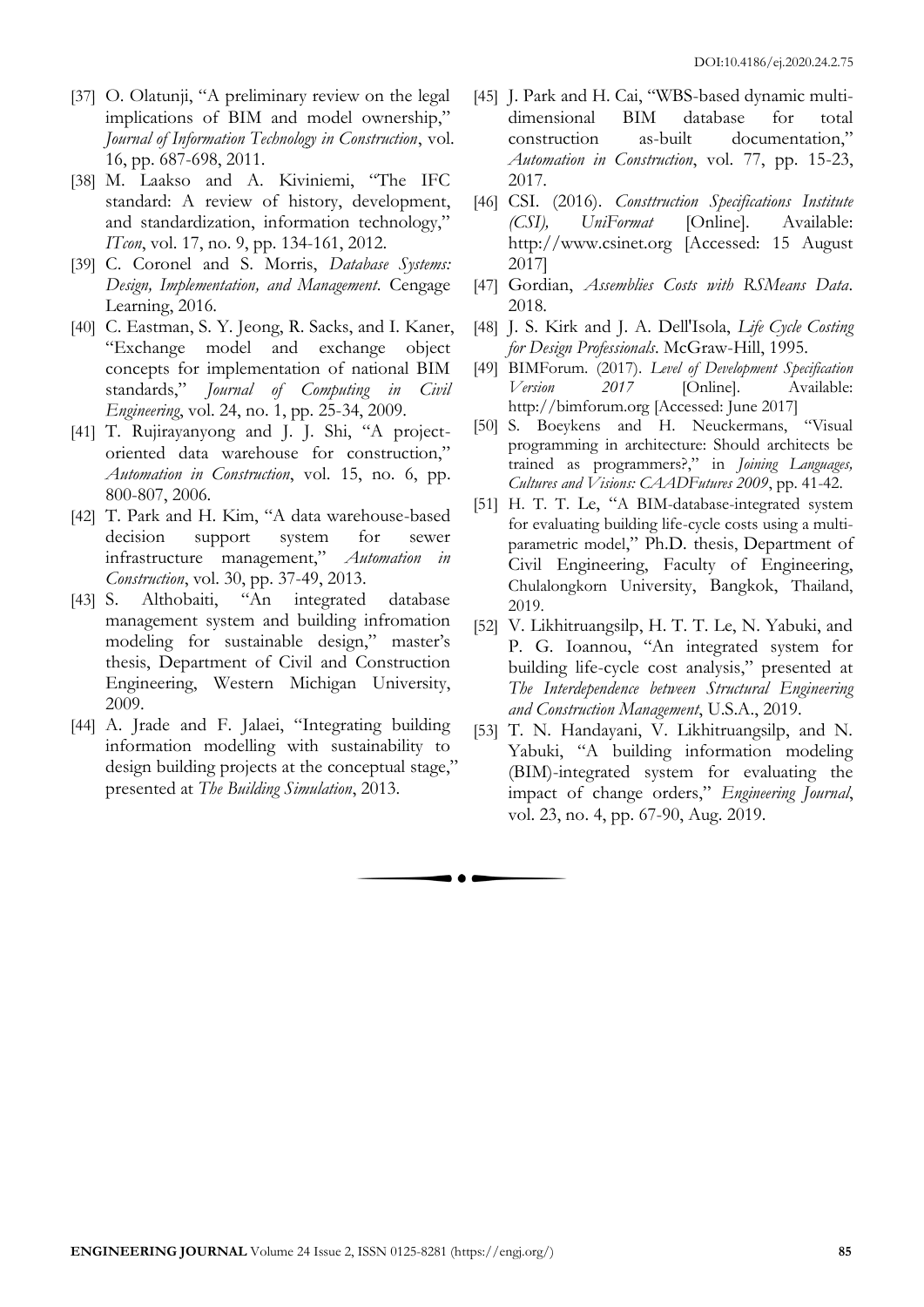[37] O. Olatunji, "A preliminary review on the legal implications of BIM and model ownership," *Journal of Information Technology in Construction*, vol. 16, pp. 687-698, 2011.

[38] M. Laakso and A. Kiviniemi, "The IFC standard: A review of history, development, and standardization, information technology," *ITcon*, vol. 17, no. 9, pp. 134-161, 2012.

[39] C. Coronel and S. Morris, *Database Systems: Design, Implementation, and Management*. Cengage Learning, 2016.

[40] C. Eastman, S. Y. Jeong, R. Sacks, and I. Kaner, "Exchange model and exchange object concepts for implementation of national BIM standards," *Journal of Computing in Civil Engineering*, vol. 24, no. 1, pp. 25-34, 2009.

[41] T. Rujirayanyong and J. J. Shi, "A project-oriented data warehouse for construction," *Automation in Construction*, vol. 15, no. 6, pp. 800-807, 2006.

[42] T. Park and H. Kim, "A data warehouse-based decision support system for sewer infrastructure management," *Automation in Construction*, vol. 30, pp. 37-49, 2013.

[43] S. Althobaiti, "An integrated database management system and building infromation modeling for sustainable design," master's thesis, Department of Civil and Construction Engineering, Western Michigan University, 2009.

[44] A. Jrade and F. Jalaei, "Integrating building information modelling with sustainability to design building projects at the conceptual stage," presented at *The Building Simulation*, 2013.

[45] J. Park and H. Cai, "WBS-based dynamic multi-dimensional BIM database for total construction as-built documentation," *Automation in Construction*, vol. 77, pp. 15-23, 2017.

[46] CSI. (2016). *Consttruction Specifications Institute (CSI), UniFormat* [Online]. Available: http://www.csinet.org [Accessed: 15 August 2017]

[47] Gordian, *Assemblies Costs with RSMeans Data*. 2018.

[48] J. S. Kirk and J. A. Dell'Isola, *Life Cycle Costing for Design Professionals*. McGraw-Hill, 1995.

[49] BIMForum. (2017). *Level of Development Specification Version 2017* [Online]. Available: http://bimforum.org [Accessed: June 2017]

[50] S. Boeykens and H. Neuckermans, "Visual programming in architecture: Should architects be trained as programmers?," in *Joining Languages, Cultures and Visions: CAADFutures 2009*, pp. 41-42.

[51] H. T. T. Le, "A BIM-database-integrated system for evaluating building life-cycle costs using a multi-parametric model," Ph.D. thesis, Department of Civil Engineering, Faculty of Engineering, Chulalongkorn University, Bangkok, Thailand, 2019.

[52] V. Likhitruangsilp, H. T. T. Le, N. Yabuki, and P. G. Ioannou, "An integrated system for building life-cycle cost analysis," presented at *The Interdependence between Structural Engineering and Construction Management*, U.S.A., 2019.

[53] T. N. Handayani, V. Likhitruangsilp, and N. Yabuki, "A building information modeling (BIM)-integrated system for evaluating the impact of change orders," *Engineering Journal*, vol. 23, no. 4, pp. 67-90, Aug. 2019.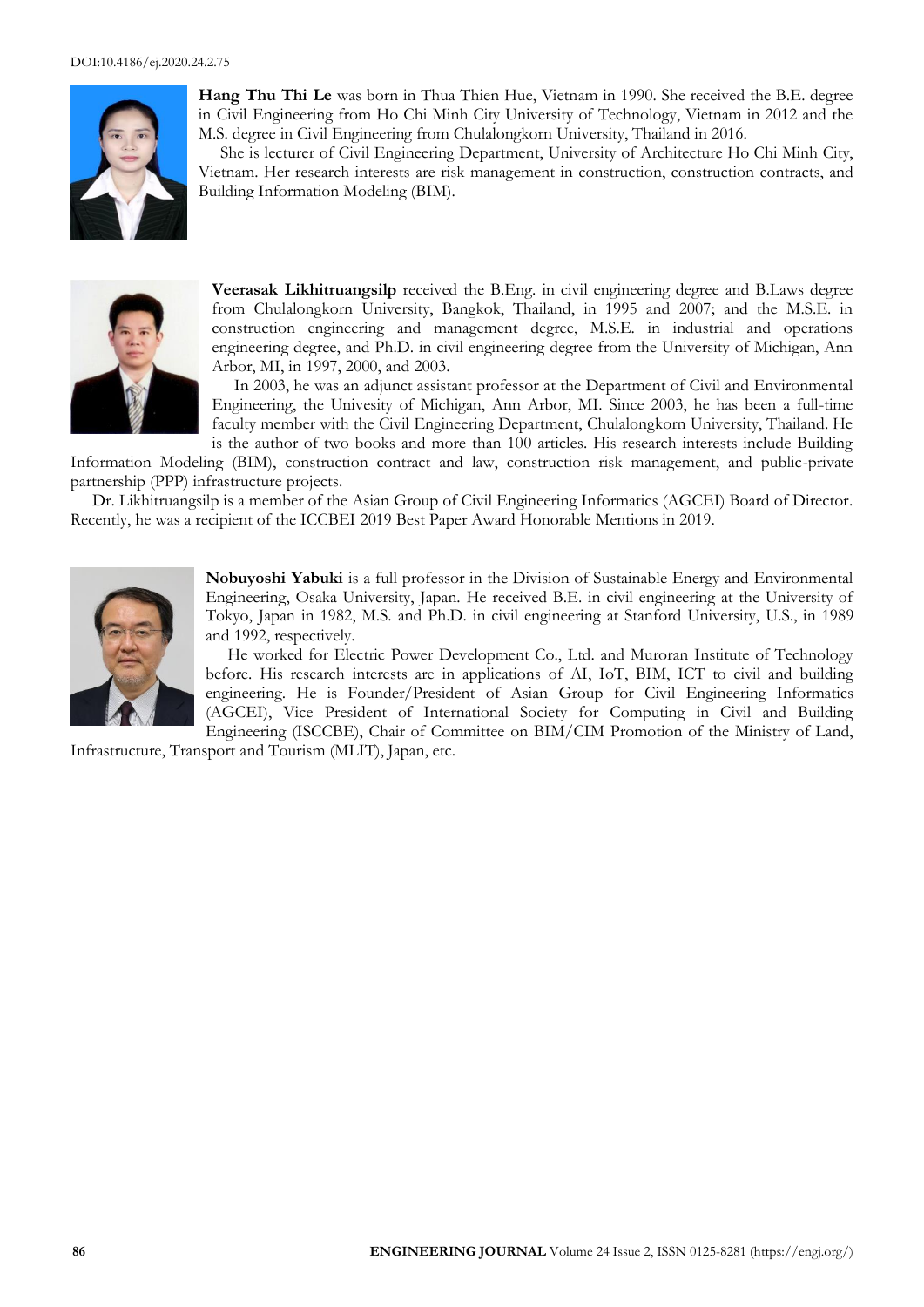**Hang Thu Thi Le** was born in Thua Thien Hue, Vietnam in 1990. She received the B.E. degree in Civil Engineering from Ho Chi Minh City University of Technology, Vietnam in 2012 and the M.S. degree in Civil Engineering from Chulalongkorn University, Thailand in 2016.

She is lecturer of Civil Engineering Department, University of Architecture Ho Chi Minh City, Vietnam. Her research interests are risk management in construction, construction contracts, and Building Information Modeling (BIM).

**Veerasak Likhitruangsilp** received the B.Eng. in civil engineering degree and B.Laws degree from Chulalongkorn University, Bangkok, Thailand, in 1995 and 2007; and the M.S.E. in construction engineering and management degree, M.S.E. in industrial and operations engineering degree, and Ph.D. in civil engineering degree from the University of Michigan, Ann Arbor, MI, in 1997, 2000, and 2003.

In 2003, he was an adjunct assistant professor at the Department of Civil and Environmental Engineering, the Univesity of Michigan, Ann Arbor, MI. Since 2003, he has been a full-time faculty member with the Civil Engineering Department, Chulalongkorn University, Thailand. He is the author of two books and more than 100 articles. His research interests include Building Information Modeling (BIM), construction contract and law, construction risk management, and public-private partnership (PPP) infrastructure projects.

Dr. Likhitruangsilp is a member of the Asian Group of Civil Engineering Informatics (AGCEI) Board of Director. Recently, he was a recipient of the ICCBEI 2019 Best Paper Award Honorable Mentions in 2019.

**Nobuyoshi Yabuki** is a full professor in the Division of Sustainable Energy and Environmental Engineering, Osaka University, Japan. He received B.E. in civil engineering at the University of Tokyo, Japan in 1982, M.S. and Ph.D. in civil engineering at Stanford University, U.S., in 1989 and 1992, respectively.

He worked for Electric Power Development Co., Ltd. and Muroran Institute of Technology before. His research interests are in applications of AI, IoT, BIM, ICT to civil and building engineering. He is Founder/President of Asian Group for Civil Engineering Informatics (AGCEI), Vice President of International Society for Computing in Civil and Building Engineering (ISCCBE), Chair of Committee on BIM/CIM Promotion of the Ministry of Land, Infrastructure, Transport and Tourism (MLIT), Japan, etc.